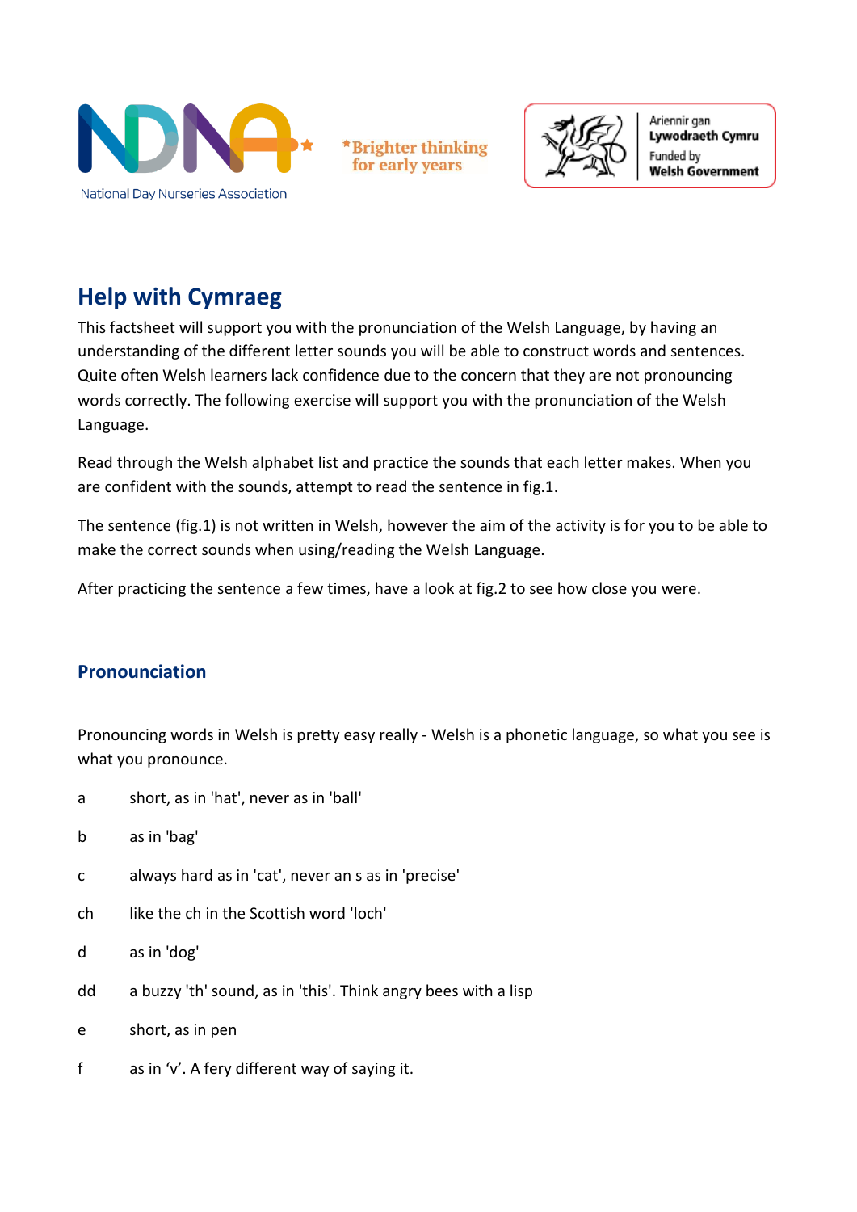National Day Nurseries Association

*Brighter thinking for early years

Ariennir gan **Lywodraeth Cymru**
Funded by **Welsh Government**

## Help with Cymraeg

This factsheet will support you with the pronunciation of the Welsh Language, by having an understanding of the different letter sounds you will be able to construct words and sentences. Quite often Welsh learners lack confidence due to the concern that they are not pronouncing words correctly. The following exercise will support you with the pronunciation of the Welsh Language.

Read through the Welsh alphabet list and practice the sounds that each letter makes. When you are confident with the sounds, attempt to read the sentence in fig.1.

The sentence (fig.1) is not written in Welsh, however the aim of the activity is for you to be able to make the correct sounds when using/reading the Welsh Language.

After practicing the sentence a few times, have a look at fig.2 to see how close you were.

### Pronounciation

Pronouncing words in Welsh is pretty easy really - Welsh is a phonetic language, so what you see is what you pronounce.

a short, as in 'hat', never as in 'ball'

b as in 'bag'

c always hard as in 'cat', never an s as in 'precise'

ch like the ch in the Scottish word 'loch'

d as in 'dog'

dd a buzzy 'th' sound, as in 'this'. Think angry bees with a lisp

e short, as in pen

f as in 'v'. A fery different way of saying it.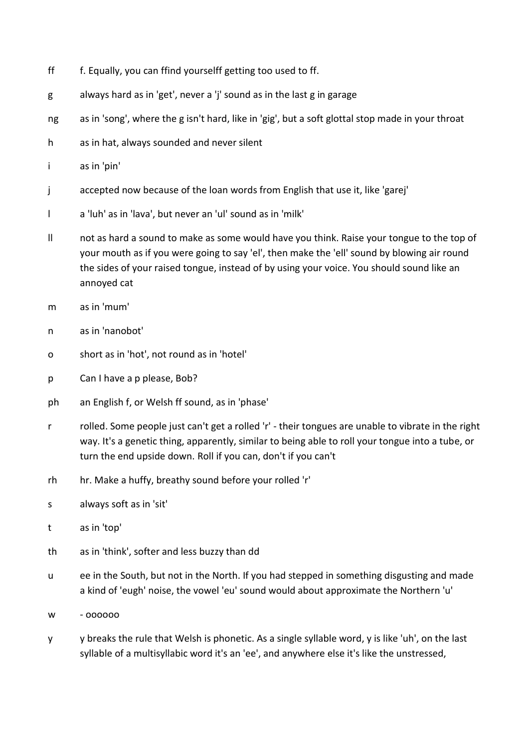ff f. Equally, you can ffind yourselff getting too used to ff.

g always hard as in 'get', never a 'j' sound as in the last g in garage

ng as in 'song', where the g isn't hard, like in 'gig', but a soft glottal stop made in your throat

h as in hat, always sounded and never silent

i as in 'pin'

j accepted now because of the loan words from English that use it, like 'garej'

l a 'luh' as in 'lava', but never an 'ul' sound as in 'milk'

ll not as hard a sound to make as some would have you think. Raise your tongue to the top of your mouth as if you were going to say 'el', then make the 'ell' sound by blowing air round the sides of your raised tongue, instead of by using your voice. You should sound like an annoyed cat

m as in 'mum'

n as in 'nanobot'

o short as in 'hot', not round as in 'hotel'

p Can I have a p please, Bob?

ph an English f, or Welsh ff sound, as in 'phase'

r rolled. Some people just can't get a rolled 'r' - their tongues are unable to vibrate in the right way. It's a genetic thing, apparently, similar to being able to roll your tongue into a tube, or turn the end upside down. Roll if you can, don't if you can't

rh hr. Make a huffy, breathy sound before your rolled 'r'

s always soft as in 'sit'

t as in 'top'

th as in 'think', softer and less buzzy than dd

u ee in the South, but not in the North. If you had stepped in something disgusting and made a kind of 'eugh' noise, the vowel 'eu' sound would about approximate the Northern 'u'

w - oooooo

y y breaks the rule that Welsh is phonetic. As a single syllable word, y is like 'uh', on the last syllable of a multisyllabic word it's an 'ee', and anywhere else it's like the unstressed,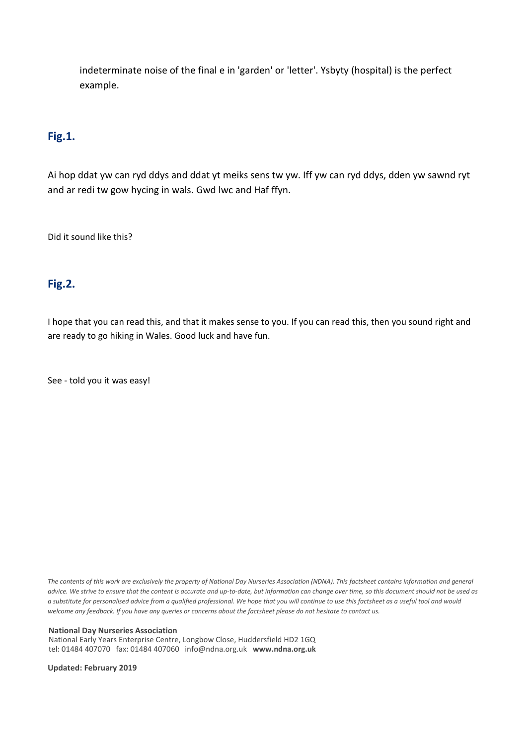indeterminate noise of the final e in 'garden' or 'letter'. Ysbyty (hospital) is the perfect example.

### Fig.1.

Ai hop ddat yw can ryd ddys and ddat yt meiks sens tw yw. Iff yw can ryd ddys, dden yw sawnd ryt and ar redi tw gow hycing in wals. Gwd lwc and Haf ffyn.

Did it sound like this?

### Fig.2.

I hope that you can read this, and that it makes sense to you. If you can read this, then you sound right and are ready to go hiking in Wales. Good luck and have fun.

See - told you it was easy!

*The contents of this work are exclusively the property of National Day Nurseries Association (NDNA). This factsheet contains information and general advice. We strive to ensure that the content is accurate and up-to-date, but information can change over time, so this document should not be used as a substitute for personalised advice from a qualified professional. We hope that you will continue to use this factsheet as a useful tool and would welcome any feedback. If you have any queries or concerns about the factsheet please do not hesitate to contact us.*

**National Day Nurseries Association**
National Early Years Enterprise Centre, Longbow Close, Huddersfield HD2 1GQ
tel: 01484 407070 fax: 01484 407060 info@ndna.org.uk **www.ndna.org.uk**

**Updated: February 2019**